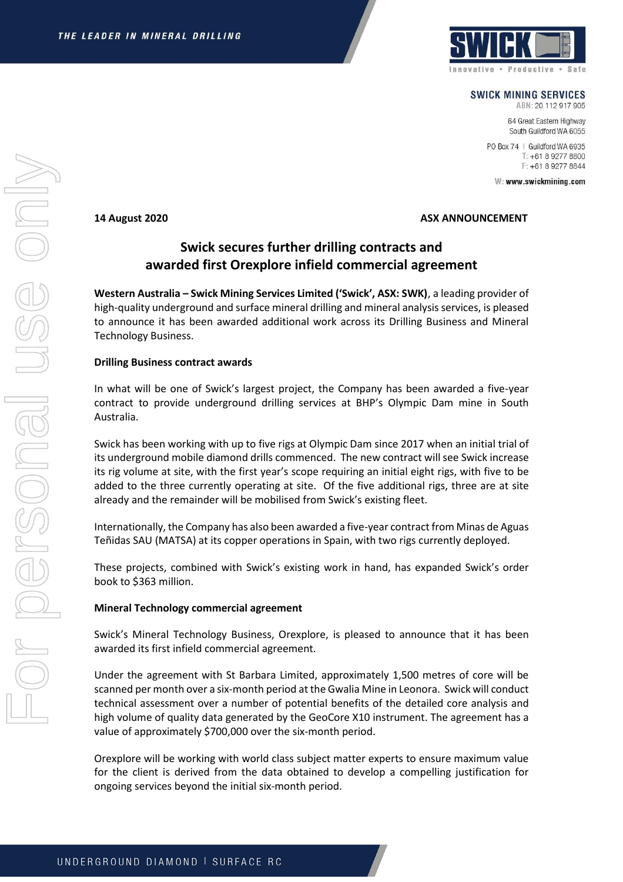SWICK MINING SERVICES
ABN: 20 112 917 905

64 Great Eastern Highway
South Guildford WA 6055

PO Box 74 | Guildford WA 6935
T: +61 8 9277 8800
F: +61 8 9277 8844

W: www.swickmining.com

**14 August 2020** **ASX ANNOUNCEMENT**

# Swick secures further drilling contracts and awarded first Orexplore infield commercial agreement

**Western Australia – Swick Mining Services Limited ('Swick', ASX: SWK)**, a leading provider of high-quality underground and surface mineral drilling and mineral analysis services, is pleased to announce it has been awarded additional work across its Drilling Business and Mineral Technology Business.

**Drilling Business contract awards**

In what will be one of Swick's largest project, the Company has been awarded a five-year contract to provide underground drilling services at BHP's Olympic Dam mine in South Australia.

Swick has been working with up to five rigs at Olympic Dam since 2017 when an initial trial of its underground mobile diamond drills commenced. The new contract will see Swick increase its rig volume at site, with the first year's scope requiring an initial eight rigs, with five to be added to the three currently operating at site. Of the five additional rigs, three are at site already and the remainder will be mobilised from Swick's existing fleet.

Internationally, the Company has also been awarded a five-year contract from Minas de Aguas Teñidas SAU (MATSA) at its copper operations in Spain, with two rigs currently deployed.

These projects, combined with Swick's existing work in hand, has expanded Swick's order book to $363 million.

**Mineral Technology commercial agreement**

Swick's Mineral Technology Business, Orexplore, is pleased to announce that it has been awarded its first infield commercial agreement.

Under the agreement with St Barbara Limited, approximately 1,500 metres of core will be scanned per month over a six-month period at the Gwalia Mine in Leonora. Swick will conduct technical assessment over a number of potential benefits of the detailed core analysis and high volume of quality data generated by the GeoCore X10 instrument. The agreement has a value of approximately $700,000 over the six-month period.

Orexplore will be working with world class subject matter experts to ensure maximum value for the client is derived from the data obtained to develop a compelling justification for ongoing services beyond the initial six-month period.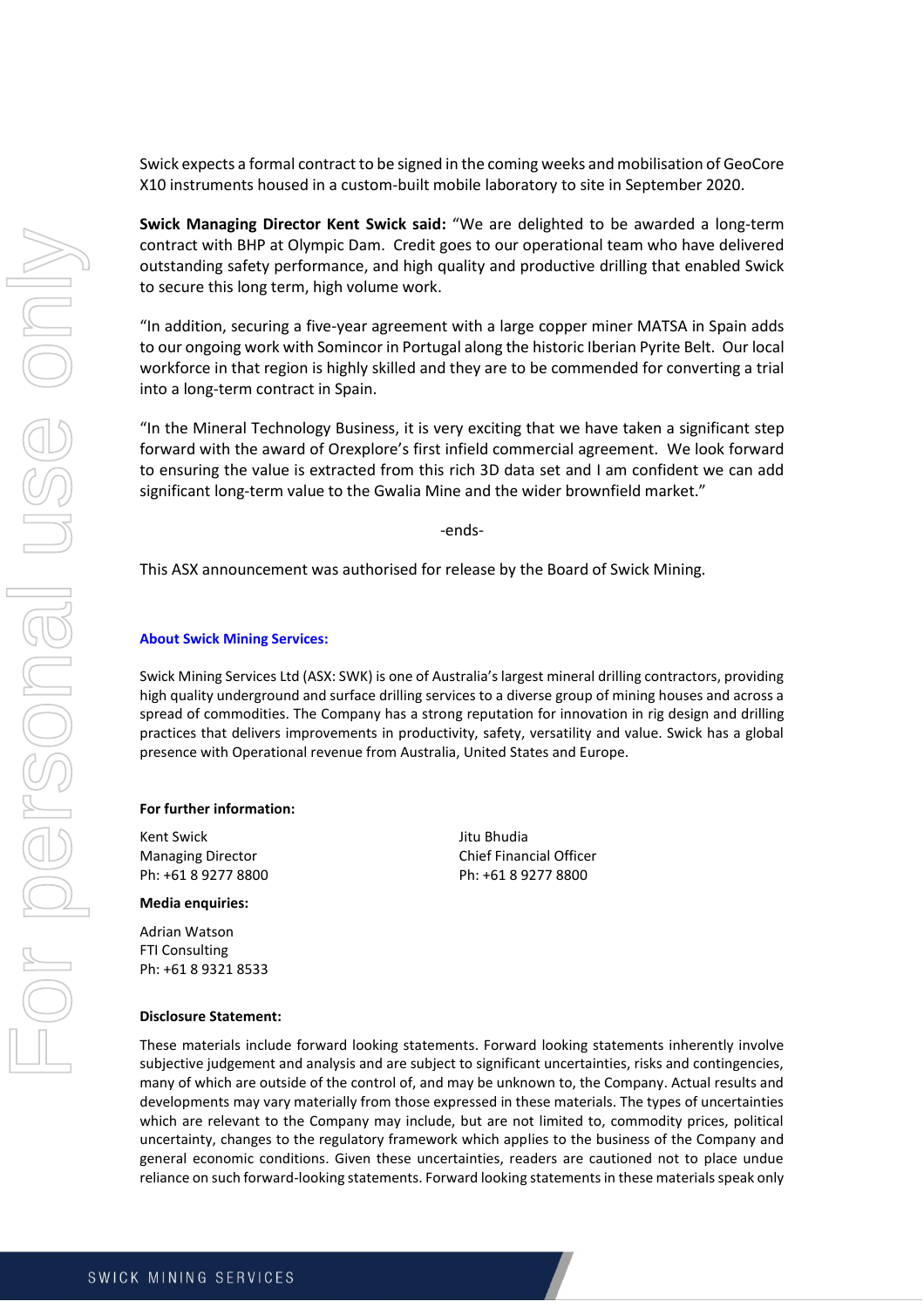Swick expects a formal contract to be signed in the coming weeks and mobilisation of GeoCore X10 instruments housed in a custom-built mobile laboratory to site in September 2020.

**Swick Managing Director Kent Swick said:** "We are delighted to be awarded a long-term contract with BHP at Olympic Dam. Credit goes to our operational team who have delivered outstanding safety performance, and high quality and productive drilling that enabled Swick to secure this long term, high volume work.

"In addition, securing a five-year agreement with a large copper miner MATSA in Spain adds to our ongoing work with Somincor in Portugal along the historic Iberian Pyrite Belt. Our local workforce in that region is highly skilled and they are to be commended for converting a trial into a long-term contract in Spain.

"In the Mineral Technology Business, it is very exciting that we have taken a significant step forward with the award of Orexplore's first infield commercial agreement. We look forward to ensuring the value is extracted from this rich 3D data set and I am confident we can add significant long-term value to the Gwalia Mine and the wider brownfield market."

-ends-

This ASX announcement was authorised for release by the Board of Swick Mining.

**About Swick Mining Services:**

Swick Mining Services Ltd (ASX: SWK) is one of Australia's largest mineral drilling contractors, providing high quality underground and surface drilling services to a diverse group of mining houses and across a spread of commodities. The Company has a strong reputation for innovation in rig design and drilling practices that delivers improvements in productivity, safety, versatility and value. Swick has a global presence with Operational revenue from Australia, United States and Europe.

**For further information:**

Kent Swick
Managing Director
Ph: +61 8 9277 8800

Jitu Bhudia
Chief Financial Officer
Ph: +61 8 9277 8800

**Media enquiries:**

Adrian Watson
FTI Consulting
Ph: +61 8 9321 8533

**Disclosure Statement:**

These materials include forward looking statements. Forward looking statements inherently involve subjective judgement and analysis and are subject to significant uncertainties, risks and contingencies, many of which are outside of the control of, and may be unknown to, the Company. Actual results and developments may vary materially from those expressed in these materials. The types of uncertainties which are relevant to the Company may include, but are not limited to, commodity prices, political uncertainty, changes to the regulatory framework which applies to the business of the Company and general economic conditions. Given these uncertainties, readers are cautioned not to place undue reliance on such forward-looking statements. Forward looking statements in these materials speak only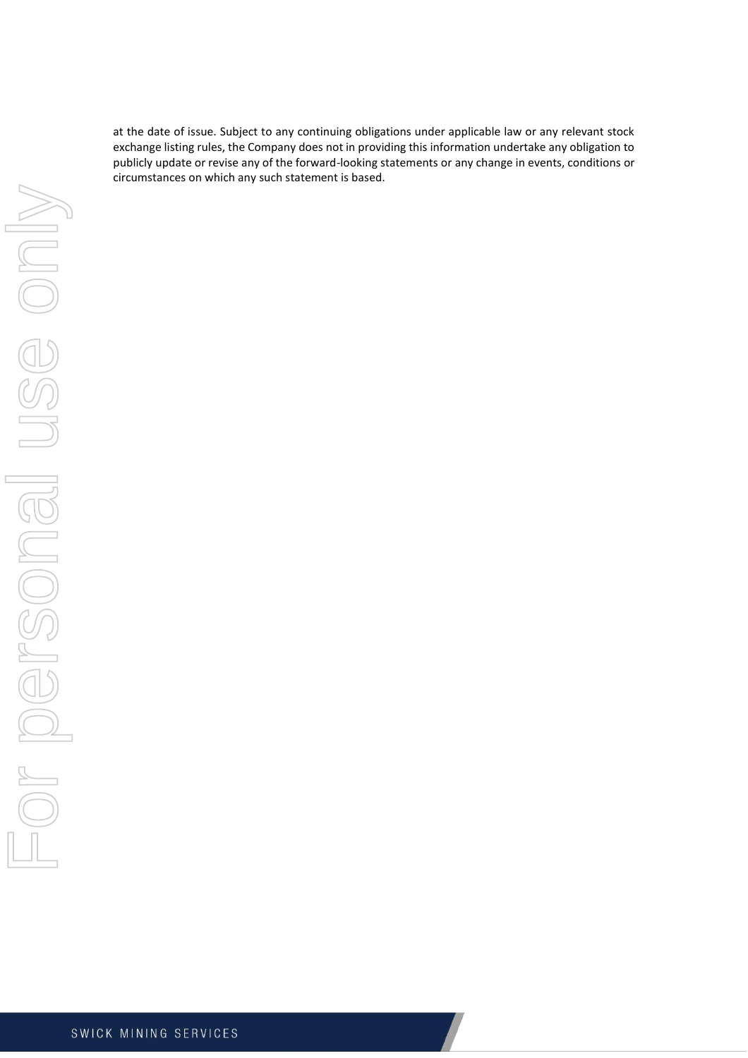at the date of issue. Subject to any continuing obligations under applicable law or any relevant stock exchange listing rules, the Company does not in providing this information undertake any obligation to publicly update or revise any of the forward-looking statements or any change in events, conditions or circumstances on which any such statement is based.